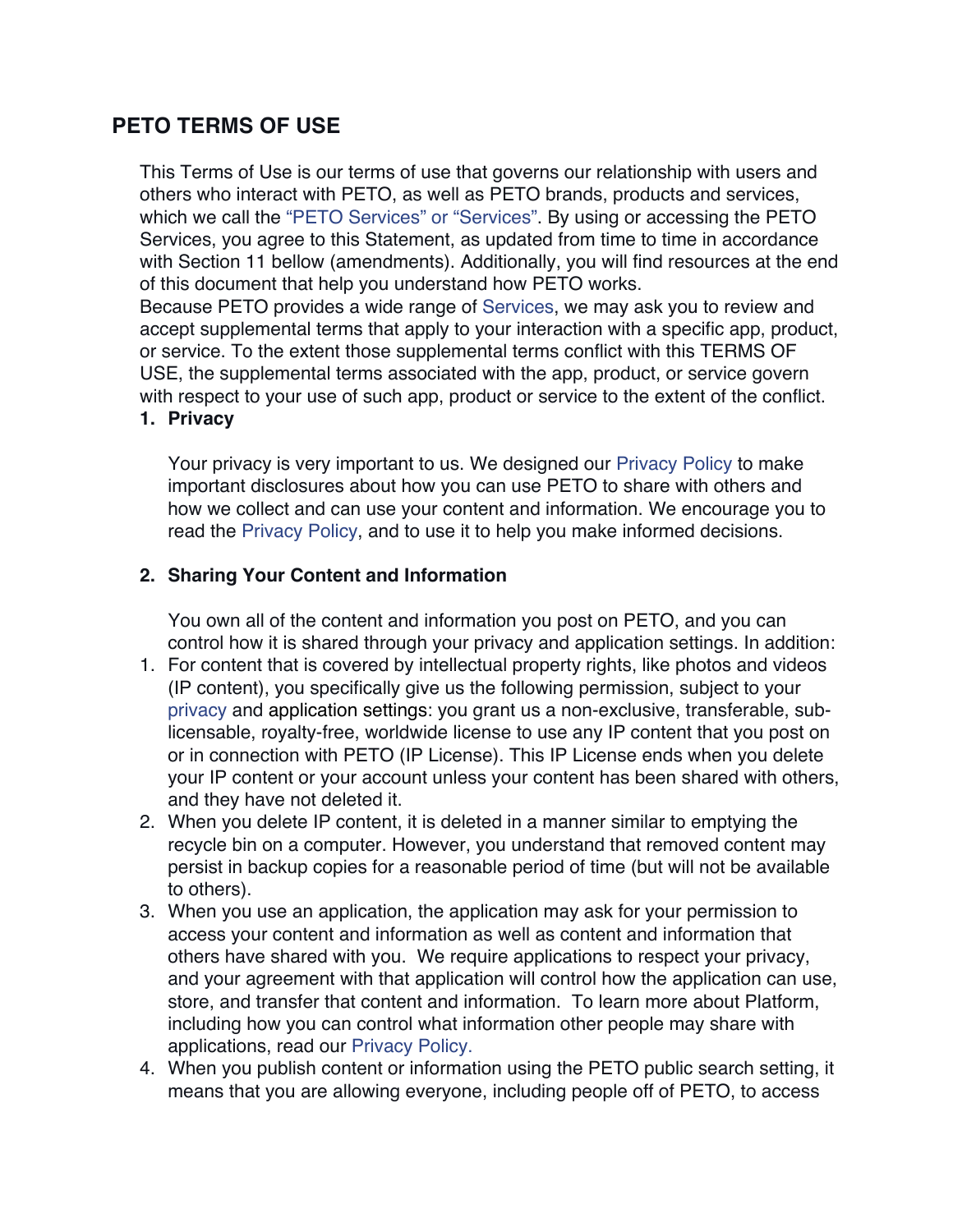# PETO TERMS OF USE

This Terms of Use is our terms of use that governs our relationship with users and others who interact with PETO, as well as PETO brands, products and services, which we call the "PETO Services" or "Services". By using or accessing the PETO Services, you agree to this Statement, as updated from time to time in accordance with Section 11 bellow (amendments). Additionally, you will find resources at the end of this document that help you understand how PETO works.

Because PETO provides a wide range of Services, we may ask you to review and accept supplemental terms that apply to your interaction with a specific app, product, or service. To the extent those supplemental terms conflict with this TERMS OF USE, the supplemental terms associated with the app, product, or service govern with respect to your use of such app, product or service to the extent of the conflict.

1. **Privacy**

   Your privacy is very important to us. We designed our Privacy Policy to make important disclosures about how you can use PETO to share with others and how we collect and can use your content and information. We encourage you to read the Privacy Policy, and to use it to help you make informed decisions.

2. **Sharing Your Content and Information**

   You own all of the content and information you post on PETO, and you can control how it is shared through your privacy and application settings. In addition:

1. For content that is covered by intellectual property rights, like photos and videos (IP content), you specifically give us the following permission, subject to your privacy and application settings: you grant us a non-exclusive, transferable, sub-licensable, royalty-free, worldwide license to use any IP content that you post on or in connection with PETO (IP License). This IP License ends when you delete your IP content or your account unless your content has been shared with others, and they have not deleted it.
2. When you delete IP content, it is deleted in a manner similar to emptying the recycle bin on a computer. However, you understand that removed content may persist in backup copies for a reasonable period of time (but will not be available to others).
3. When you use an application, the application may ask for your permission to access your content and information as well as content and information that others have shared with you. We require applications to respect your privacy, and your agreement with that application will control how the application can use, store, and transfer that content and information. To learn more about Platform, including how you can control what information other people may share with applications, read our Privacy Policy.
4. When you publish content or information using the PETO public search setting, it means that you are allowing everyone, including people off of PETO, to access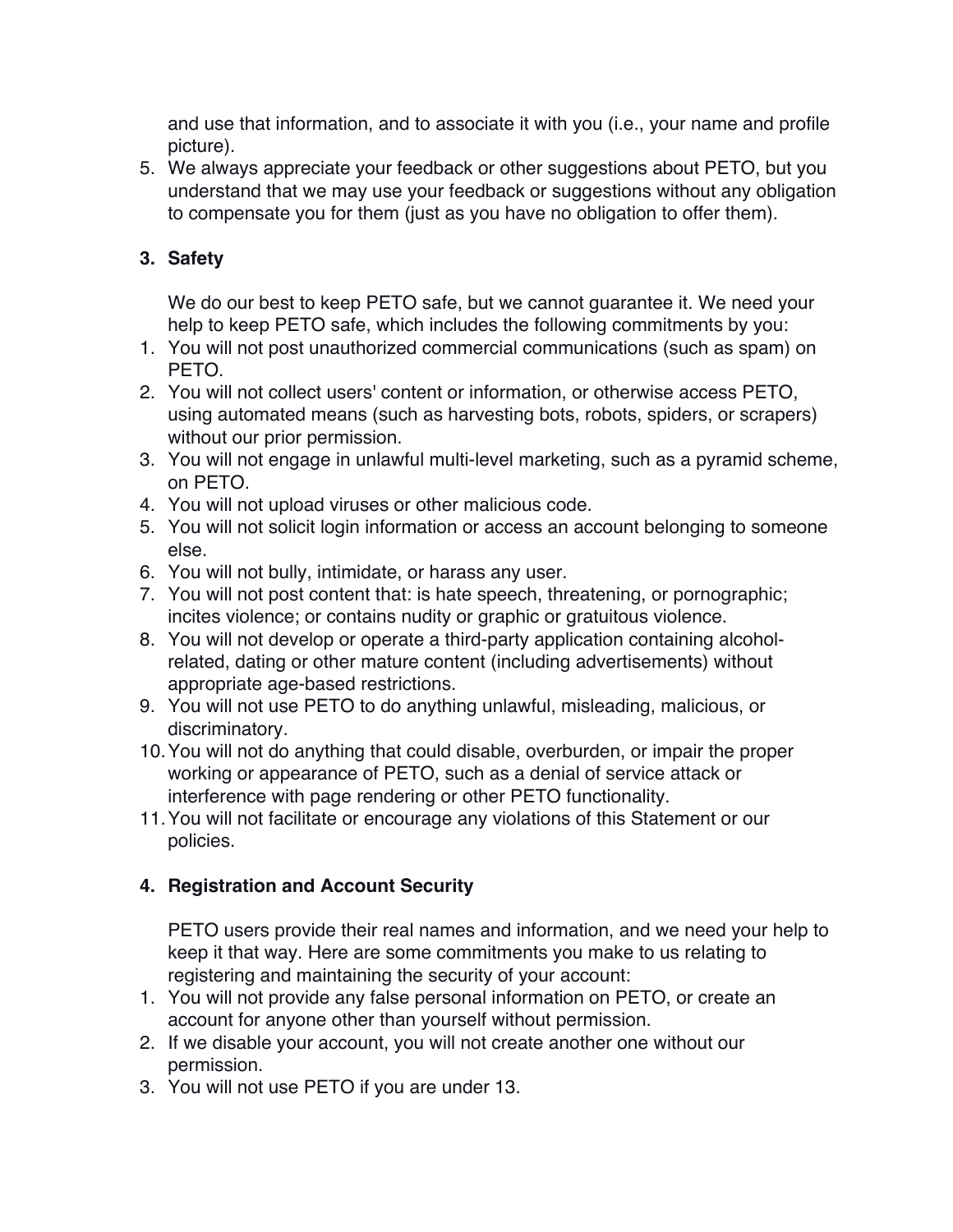and use that information, and to associate it with you (i.e., your name and profile picture).

5. We always appreciate your feedback or other suggestions about PETO, but you understand that we may use your feedback or suggestions without any obligation to compensate you for them (just as you have no obligation to offer them).

### 3. Safety

We do our best to keep PETO safe, but we cannot guarantee it. We need your help to keep PETO safe, which includes the following commitments by you:

1. You will not post unauthorized commercial communications (such as spam) on PETO.
2. You will not collect users' content or information, or otherwise access PETO, using automated means (such as harvesting bots, robots, spiders, or scrapers) without our prior permission.
3. You will not engage in unlawful multi-level marketing, such as a pyramid scheme, on PETO.
4. You will not upload viruses or other malicious code.
5. You will not solicit login information or access an account belonging to someone else.
6. You will not bully, intimidate, or harass any user.
7. You will not post content that: is hate speech, threatening, or pornographic; incites violence; or contains nudity or graphic or gratuitous violence.
8. You will not develop or operate a third-party application containing alcohol-related, dating or other mature content (including advertisements) without appropriate age-based restrictions.
9. You will not use PETO to do anything unlawful, misleading, malicious, or discriminatory.
10. You will not do anything that could disable, overburden, or impair the proper working or appearance of PETO, such as a denial of service attack or interference with page rendering or other PETO functionality.
11. You will not facilitate or encourage any violations of this Statement or our policies.

### 4. Registration and Account Security

PETO users provide their real names and information, and we need your help to keep it that way. Here are some commitments you make to us relating to registering and maintaining the security of your account:

1. You will not provide any false personal information on PETO, or create an account for anyone other than yourself without permission.
2. If we disable your account, you will not create another one without our permission.
3. You will not use PETO if you are under 13.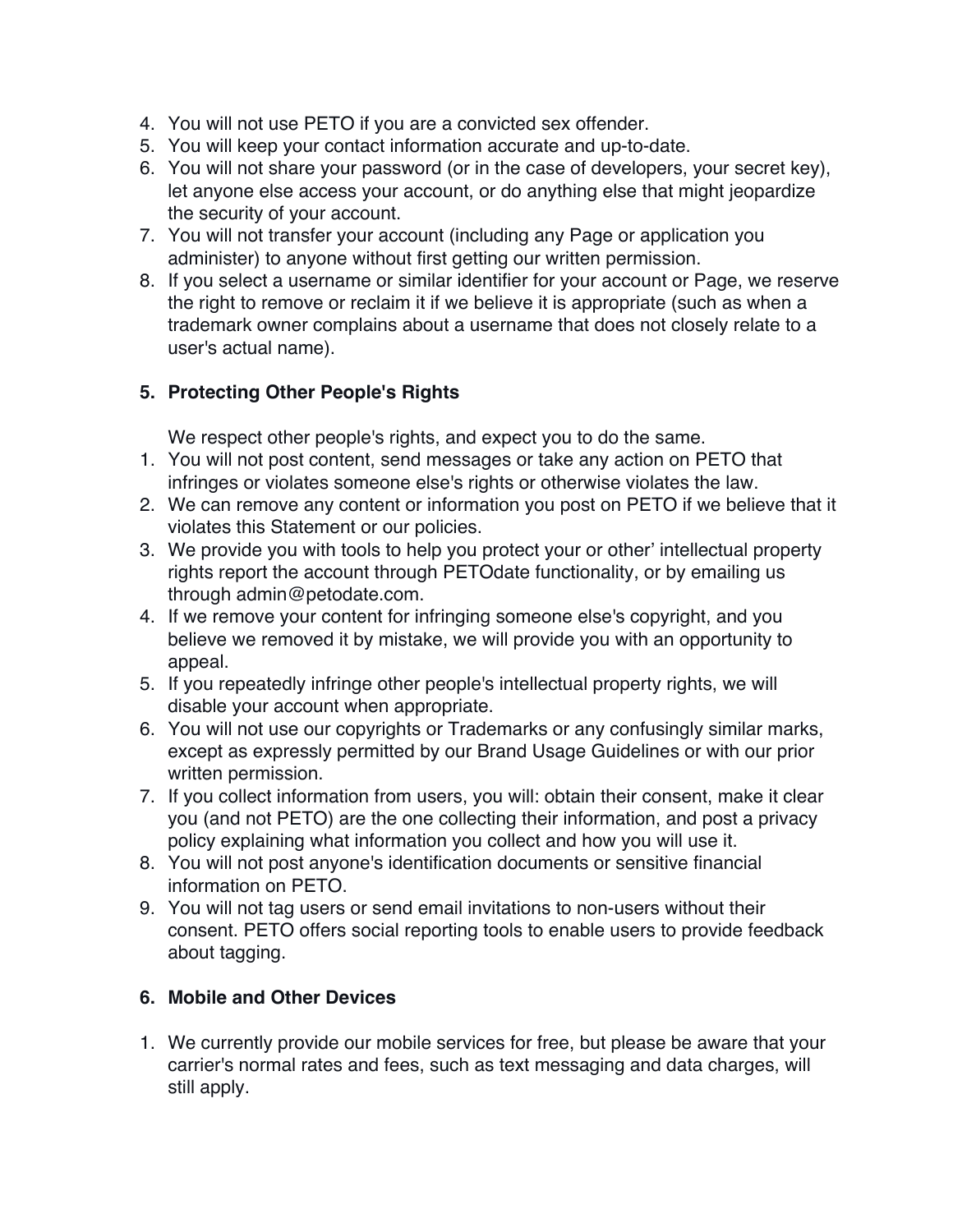4. You will not use PETO if you are a convicted sex offender.
5. You will keep your contact information accurate and up-to-date.
6. You will not share your password (or in the case of developers, your secret key), let anyone else access your account, or do anything else that might jeopardize the security of your account.
7. You will not transfer your account (including any Page or application you administer) to anyone without first getting our written permission.
8. If you select a username or similar identifier for your account or Page, we reserve the right to remove or reclaim it if we believe it is appropriate (such as when a trademark owner complains about a username that does not closely relate to a user's actual name).

**5. Protecting Other People's Rights**

We respect other people's rights, and expect you to do the same.

1. You will not post content, send messages or take any action on PETO that infringes or violates someone else's rights or otherwise violates the law.
2. We can remove any content or information you post on PETO if we believe that it violates this Statement or our policies.
3. We provide you with tools to help you protect your or other' intellectual property rights report the account through PETOdate functionality, or by emailing us through admin@petodate.com.
4. If we remove your content for infringing someone else's copyright, and you believe we removed it by mistake, we will provide you with an opportunity to appeal.
5. If you repeatedly infringe other people's intellectual property rights, we will disable your account when appropriate.
6. You will not use our copyrights or Trademarks or any confusingly similar marks, except as expressly permitted by our Brand Usage Guidelines or with our prior written permission.
7. If you collect information from users, you will: obtain their consent, make it clear you (and not PETO) are the one collecting their information, and post a privacy policy explaining what information you collect and how you will use it.
8. You will not post anyone's identification documents or sensitive financial information on PETO.
9. You will not tag users or send email invitations to non-users without their consent. PETO offers social reporting tools to enable users to provide feedback about tagging.

**6. Mobile and Other Devices**

1. We currently provide our mobile services for free, but please be aware that your carrier's normal rates and fees, such as text messaging and data charges, will still apply.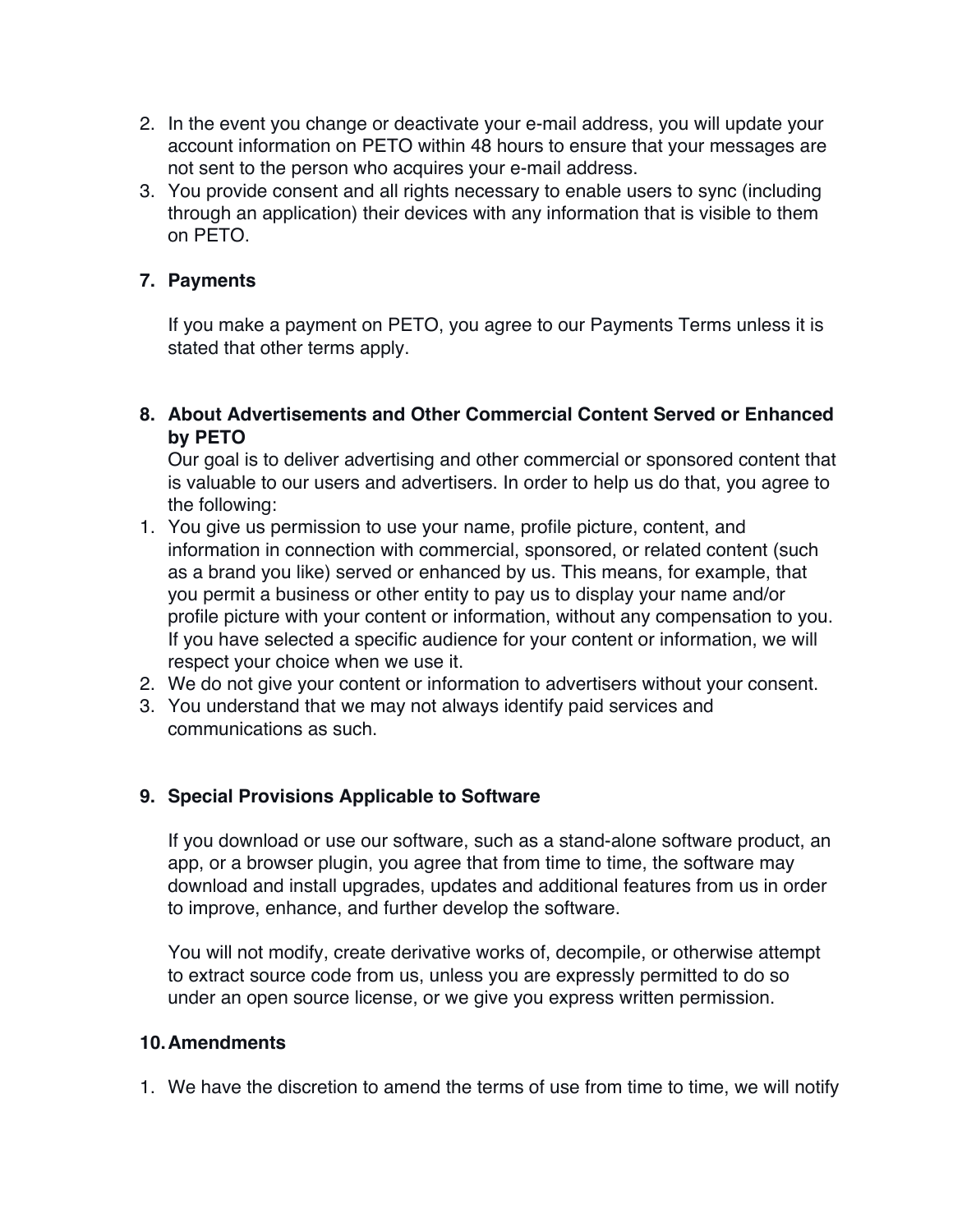2. In the event you change or deactivate your e-mail address, you will update your account information on PETO within 48 hours to ensure that your messages are not sent to the person who acquires your e-mail address.
3. You provide consent and all rights necessary to enable users to sync (including through an application) their devices with any information that is visible to them on PETO.

**7. Payments**

If you make a payment on PETO, you agree to our Payments Terms unless it is stated that other terms apply.

**8. About Advertisements and Other Commercial Content Served or Enhanced by PETO**

Our goal is to deliver advertising and other commercial or sponsored content that is valuable to our users and advertisers. In order to help us do that, you agree to the following:

1. You give us permission to use your name, profile picture, content, and information in connection with commercial, sponsored, or related content (such as a brand you like) served or enhanced by us. This means, for example, that you permit a business or other entity to pay us to display your name and/or profile picture with your content or information, without any compensation to you. If you have selected a specific audience for your content or information, we will respect your choice when we use it.
2. We do not give your content or information to advertisers without your consent.
3. You understand that we may not always identify paid services and communications as such.

**9. Special Provisions Applicable to Software**

If you download or use our software, such as a stand-alone software product, an app, or a browser plugin, you agree that from time to time, the software may download and install upgrades, updates and additional features from us in order to improve, enhance, and further develop the software.

You will not modify, create derivative works of, decompile, or otherwise attempt to extract source code from us, unless you are expressly permitted to do so under an open source license, or we give you express written permission.

**10. Amendments**

1. We have the discretion to amend the terms of use from time to time, we will notify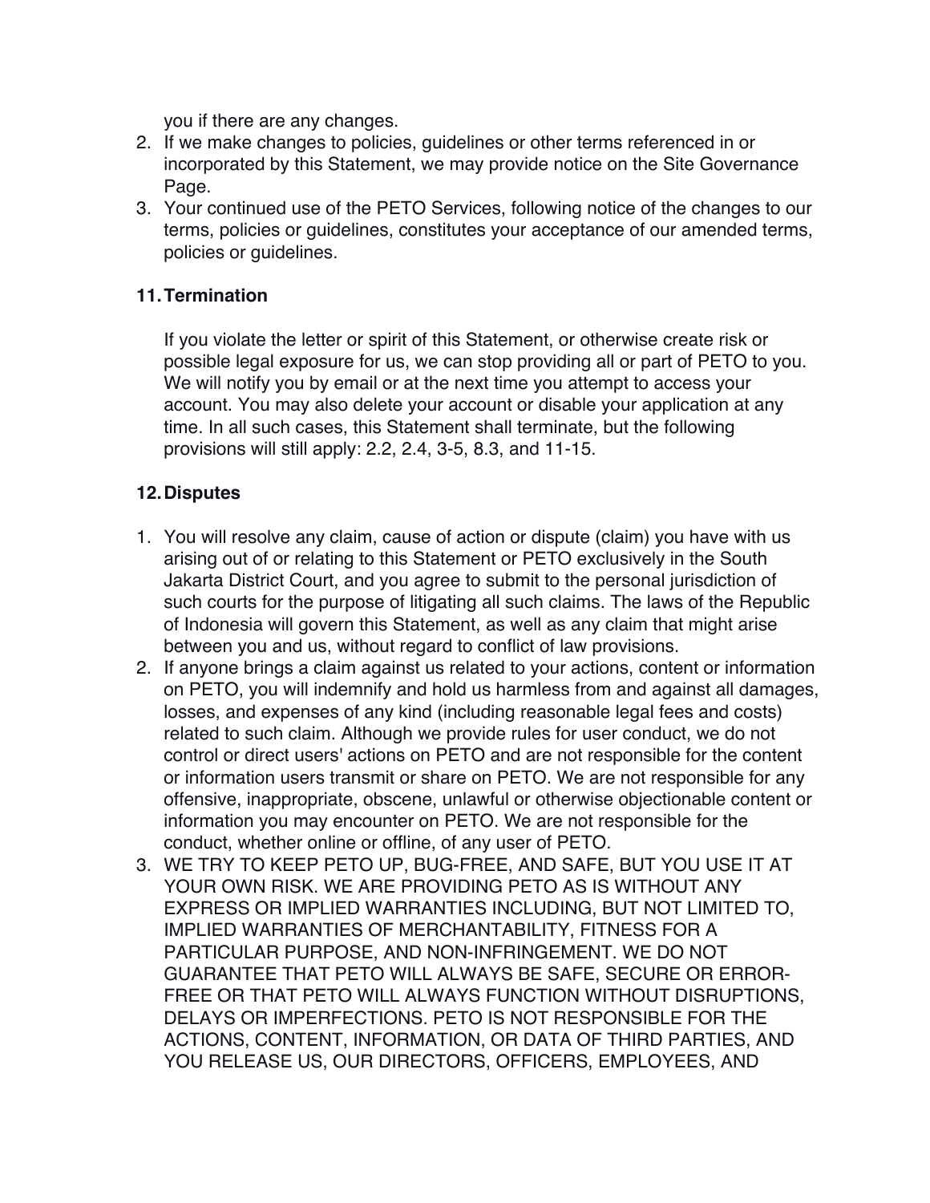you if there are any changes.

2. If we make changes to policies, guidelines or other terms referenced in or incorporated by this Statement, we may provide notice on the Site Governance Page.
3. Your continued use of the PETO Services, following notice of the changes to our terms, policies or guidelines, constitutes your acceptance of our amended terms, policies or guidelines.

## 11. Termination

If you violate the letter or spirit of this Statement, or otherwise create risk or possible legal exposure for us, we can stop providing all or part of PETO to you. We will notify you by email or at the next time you attempt to access your account. You may also delete your account or disable your application at any time. In all such cases, this Statement shall terminate, but the following provisions will still apply: 2.2, 2.4, 3-5, 8.3, and 11-15.

## 12. Disputes

1. You will resolve any claim, cause of action or dispute (claim) you have with us arising out of or relating to this Statement or PETO exclusively in the South Jakarta District Court, and you agree to submit to the personal jurisdiction of such courts for the purpose of litigating all such claims. The laws of the Republic of Indonesia will govern this Statement, as well as any claim that might arise between you and us, without regard to conflict of law provisions.
2. If anyone brings a claim against us related to your actions, content or information on PETO, you will indemnify and hold us harmless from and against all damages, losses, and expenses of any kind (including reasonable legal fees and costs) related to such claim. Although we provide rules for user conduct, we do not control or direct users' actions on PETO and are not responsible for the content or information users transmit or share on PETO. We are not responsible for any offensive, inappropriate, obscene, unlawful or otherwise objectionable content or information you may encounter on PETO. We are not responsible for the conduct, whether online or offline, of any user of PETO.
3. WE TRY TO KEEP PETO UP, BUG-FREE, AND SAFE, BUT YOU USE IT AT YOUR OWN RISK. WE ARE PROVIDING PETO AS IS WITHOUT ANY EXPRESS OR IMPLIED WARRANTIES INCLUDING, BUT NOT LIMITED TO, IMPLIED WARRANTIES OF MERCHANTABILITY, FITNESS FOR A PARTICULAR PURPOSE, AND NON-INFRINGEMENT. WE DO NOT GUARANTEE THAT PETO WILL ALWAYS BE SAFE, SECURE OR ERROR-FREE OR THAT PETO WILL ALWAYS FUNCTION WITHOUT DISRUPTIONS, DELAYS OR IMPERFECTIONS. PETO IS NOT RESPONSIBLE FOR THE ACTIONS, CONTENT, INFORMATION, OR DATA OF THIRD PARTIES, AND YOU RELEASE US, OUR DIRECTORS, OFFICERS, EMPLOYEES, AND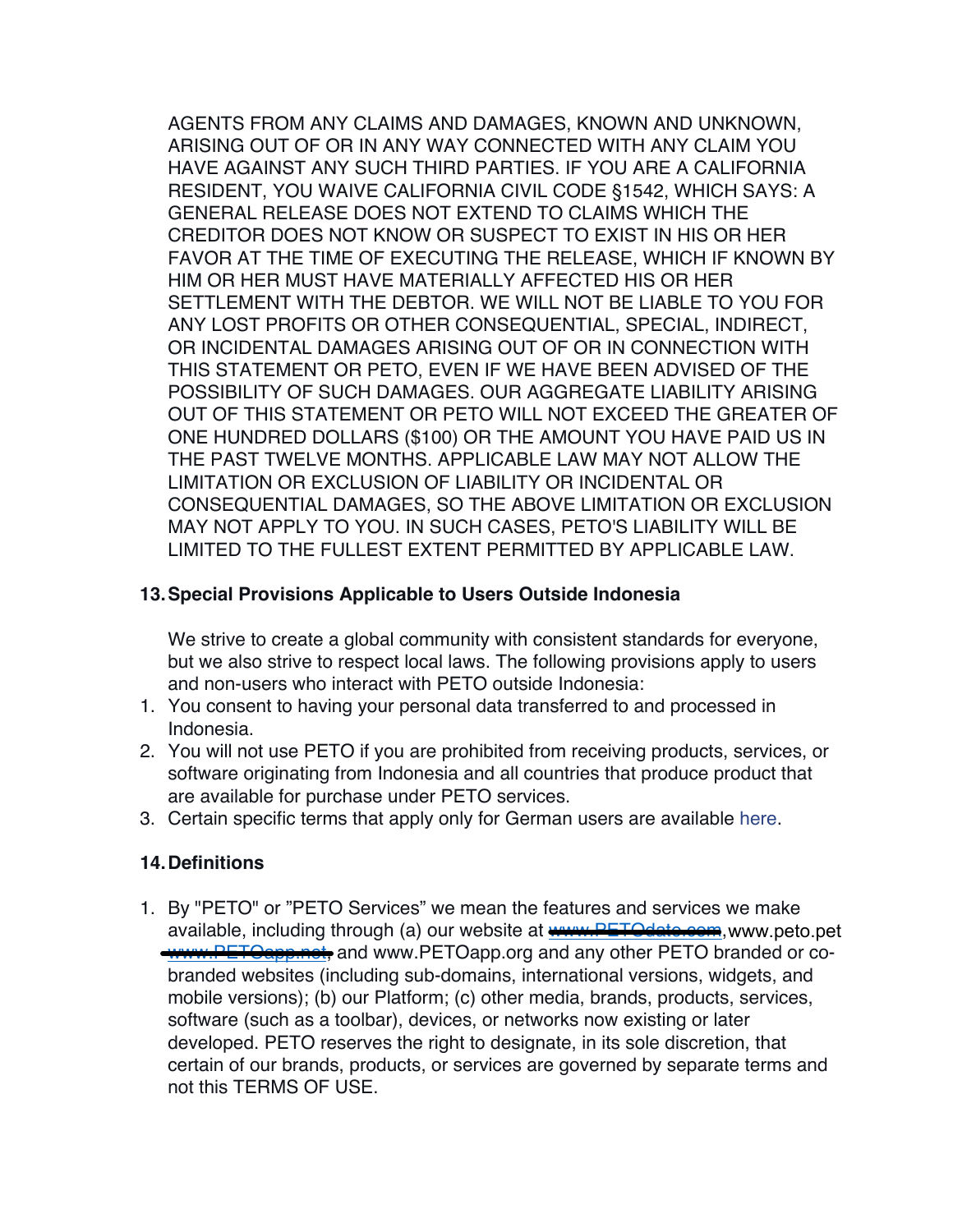AGENTS FROM ANY CLAIMS AND DAMAGES, KNOWN AND UNKNOWN, ARISING OUT OF OR IN ANY WAY CONNECTED WITH ANY CLAIM YOU HAVE AGAINST ANY SUCH THIRD PARTIES. IF YOU ARE A CALIFORNIA RESIDENT, YOU WAIVE CALIFORNIA CIVIL CODE §1542, WHICH SAYS: A GENERAL RELEASE DOES NOT EXTEND TO CLAIMS WHICH THE CREDITOR DOES NOT KNOW OR SUSPECT TO EXIST IN HIS OR HER FAVOR AT THE TIME OF EXECUTING THE RELEASE, WHICH IF KNOWN BY HIM OR HER MUST HAVE MATERIALLY AFFECTED HIS OR HER SETTLEMENT WITH THE DEBTOR. WE WILL NOT BE LIABLE TO YOU FOR ANY LOST PROFITS OR OTHER CONSEQUENTIAL, SPECIAL, INDIRECT, OR INCIDENTAL DAMAGES ARISING OUT OF OR IN CONNECTION WITH THIS STATEMENT OR PETO, EVEN IF WE HAVE BEEN ADVISED OF THE POSSIBILITY OF SUCH DAMAGES. OUR AGGREGATE LIABILITY ARISING OUT OF THIS STATEMENT OR PETO WILL NOT EXCEED THE GREATER OF ONE HUNDRED DOLLARS ($100) OR THE AMOUNT YOU HAVE PAID US IN THE PAST TWELVE MONTHS. APPLICABLE LAW MAY NOT ALLOW THE LIMITATION OR EXCLUSION OF LIABILITY OR INCIDENTAL OR CONSEQUENTIAL DAMAGES, SO THE ABOVE LIMITATION OR EXCLUSION MAY NOT APPLY TO YOU. IN SUCH CASES, PETO'S LIABILITY WILL BE LIMITED TO THE FULLEST EXTENT PERMITTED BY APPLICABLE LAW.

**13. Special Provisions Applicable to Users Outside Indonesia**

We strive to create a global community with consistent standards for everyone, but we also strive to respect local laws. The following provisions apply to users and non-users who interact with PETO outside Indonesia:

1. You consent to having your personal data transferred to and processed in Indonesia.
2. You will not use PETO if you are prohibited from receiving products, services, or software originating from Indonesia and all countries that produce product that are available for purchase under PETO services.
3. Certain specific terms that apply only for German users are available here.

**14. Definitions**

1. By "PETO" or "PETO Services" we mean the features and services we make available, including through (a) our website at ~~www.PETOdate.com~~, www.peto.pet ~~www.PETOapp.net~~, and www.PETOapp.org and any other PETO branded or co-branded websites (including sub-domains, international versions, widgets, and mobile versions); (b) our Platform; (c) other media, brands, products, services, software (such as a toolbar), devices, or networks now existing or later developed. PETO reserves the right to designate, in its sole discretion, that certain of our brands, products, or services are governed by separate terms and not this TERMS OF USE.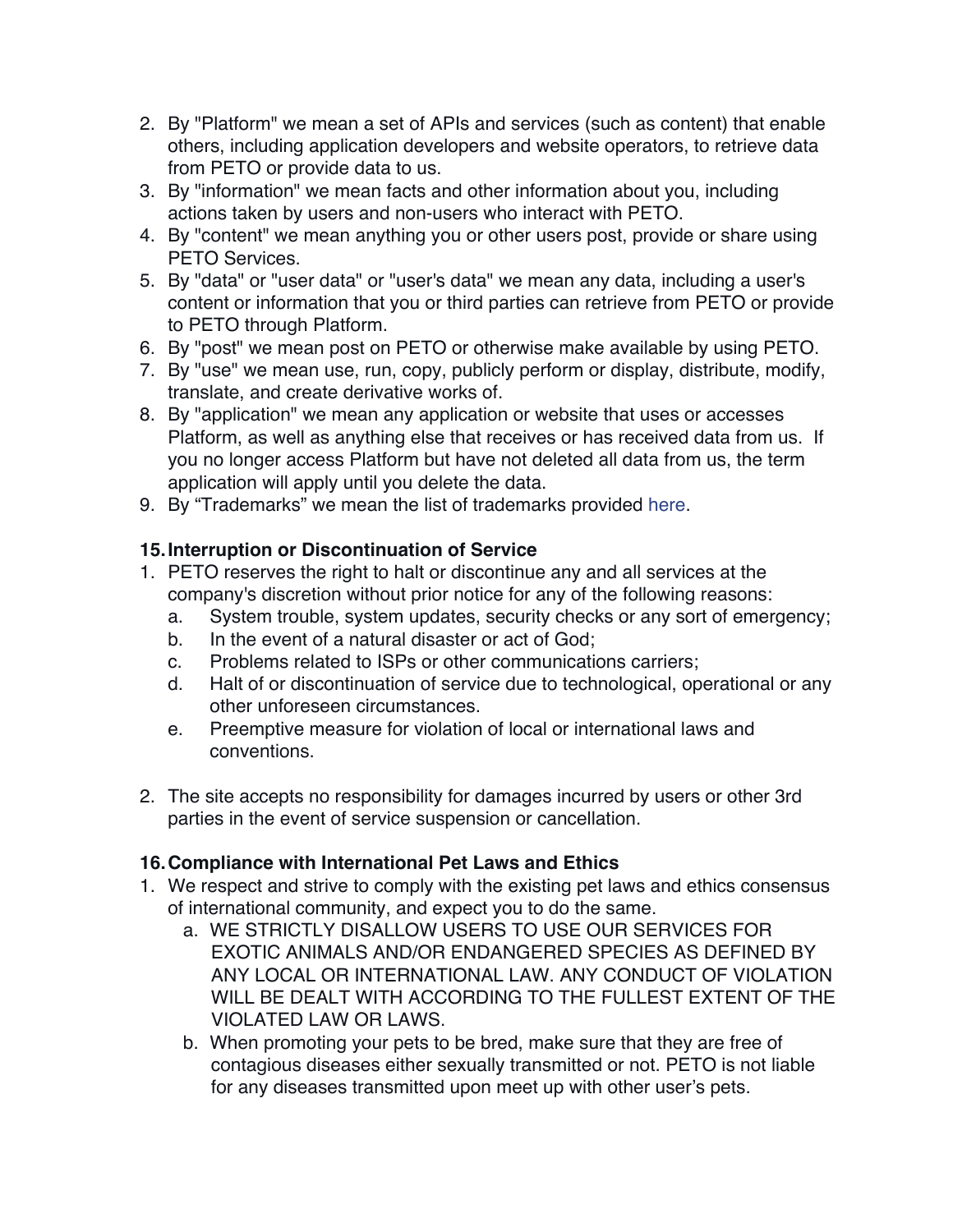2. By "Platform" we mean a set of APIs and services (such as content) that enable others, including application developers and website operators, to retrieve data from PETO or provide data to us.
3. By "information" we mean facts and other information about you, including actions taken by users and non-users who interact with PETO.
4. By "content" we mean anything you or other users post, provide or share using PETO Services.
5. By "data" or "user data" or "user's data" we mean any data, including a user's content or information that you or third parties can retrieve from PETO or provide to PETO through Platform.
6. By "post" we mean post on PETO or otherwise make available by using PETO.
7. By "use" we mean use, run, copy, publicly perform or display, distribute, modify, translate, and create derivative works of.
8. By "application" we mean any application or website that uses or accesses Platform, as well as anything else that receives or has received data from us. If you no longer access Platform but have not deleted all data from us, the term application will apply until you delete the data.
9. By “Trademarks” we mean the list of trademarks provided here.

**15. Interruption or Discontinuation of Service**

1. PETO reserves the right to halt or discontinue any and all services at the company's discretion without prior notice for any of the following reasons:
   a. System trouble, system updates, security checks or any sort of emergency;
   b. In the event of a natural disaster or act of God;
   c. Problems related to ISPs or other communications carriers;
   d. Halt of or discontinuation of service due to technological, operational or any other unforeseen circumstances.
   e. Preemptive measure for violation of local or international laws and conventions.

2. The site accepts no responsibility for damages incurred by users or other 3rd parties in the event of service suspension or cancellation.

**16. Compliance with International Pet Laws and Ethics**

1. We respect and strive to comply with the existing pet laws and ethics consensus of international community, and expect you to do the same.
   a. WE STRICTLY DISALLOW USERS TO USE OUR SERVICES FOR EXOTIC ANIMALS AND/OR ENDANGERED SPECIES AS DEFINED BY ANY LOCAL OR INTERNATIONAL LAW. ANY CONDUCT OF VIOLATION WILL BE DEALT WITH ACCORDING TO THE FULLEST EXTENT OF THE VIOLATED LAW OR LAWS.
   b. When promoting your pets to be bred, make sure that they are free of contagious diseases either sexually transmitted or not. PETO is not liable for any diseases transmitted upon meet up with other user’s pets.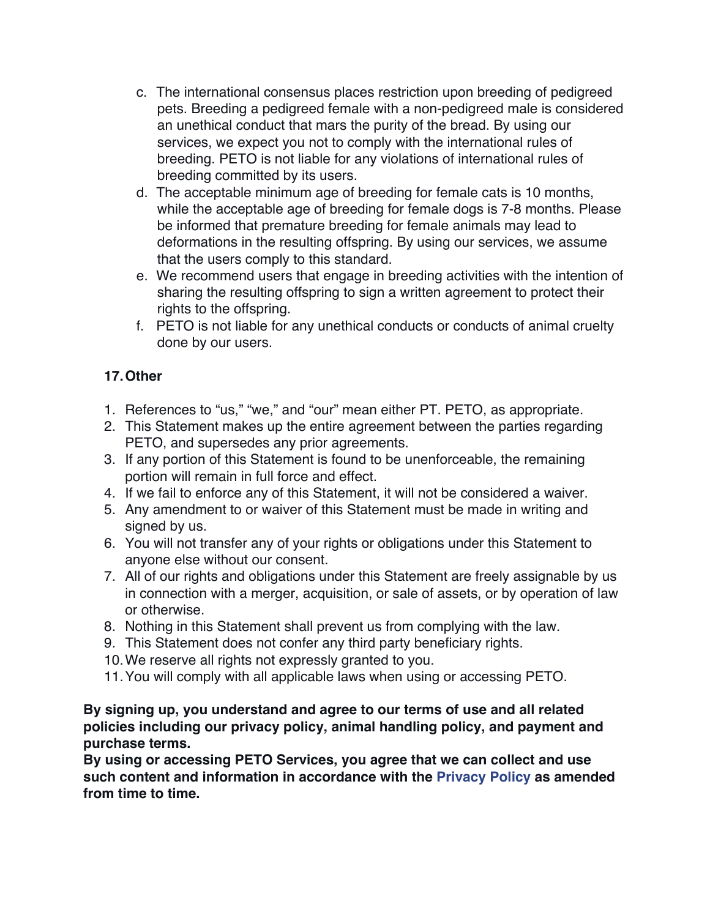c. The international consensus places restriction upon breeding of pedigreed pets. Breeding a pedigreed female with a non-pedigreed male is considered an unethical conduct that mars the purity of the bread. By using our services, we expect you not to comply with the international rules of breeding. PETO is not liable for any violations of international rules of breeding committed by its users.
d. The acceptable minimum age of breeding for female cats is 10 months, while the acceptable age of breeding for female dogs is 7-8 months. Please be informed that premature breeding for female animals may lead to deformations in the resulting offspring. By using our services, we assume that the users comply to this standard.
e. We recommend users that engage in breeding activities with the intention of sharing the resulting offspring to sign a written agreement to protect their rights to the offspring.
f. PETO is not liable for any unethical conducts or conducts of animal cruelty done by our users.

**17. Other**

1. References to "us," "we," and "our" mean either PT. PETO, as appropriate.
2. This Statement makes up the entire agreement between the parties regarding PETO, and supersedes any prior agreements.
3. If any portion of this Statement is found to be unenforceable, the remaining portion will remain in full force and effect.
4. If we fail to enforce any of this Statement, it will not be considered a waiver.
5. Any amendment to or waiver of this Statement must be made in writing and signed by us.
6. You will not transfer any of your rights or obligations under this Statement to anyone else without our consent.
7. All of our rights and obligations under this Statement are freely assignable by us in connection with a merger, acquisition, or sale of assets, or by operation of law or otherwise.
8. Nothing in this Statement shall prevent us from complying with the law.
9. This Statement does not confer any third party beneficiary rights.
10. We reserve all rights not expressly granted to you.
11. You will comply with all applicable laws when using or accessing PETO.

**By signing up, you understand and agree to our terms of use and all related policies including our privacy policy, animal handling policy, and payment and purchase terms.**
**By using or accessing PETO Services, you agree that we can collect and use such content and information in accordance with the Privacy Policy as amended from time to time.**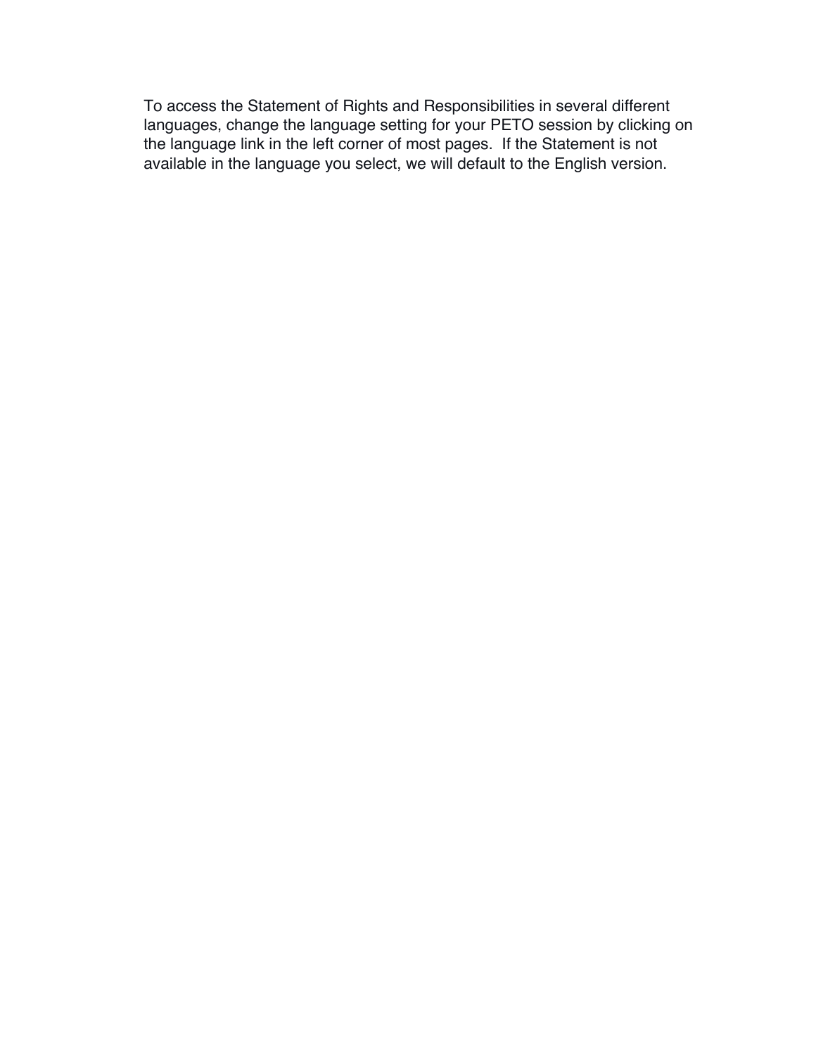To access the Statement of Rights and Responsibilities in several different languages, change the language setting for your PETO session by clicking on the language link in the left corner of most pages.  If the Statement is not available in the language you select, we will default to the English version.